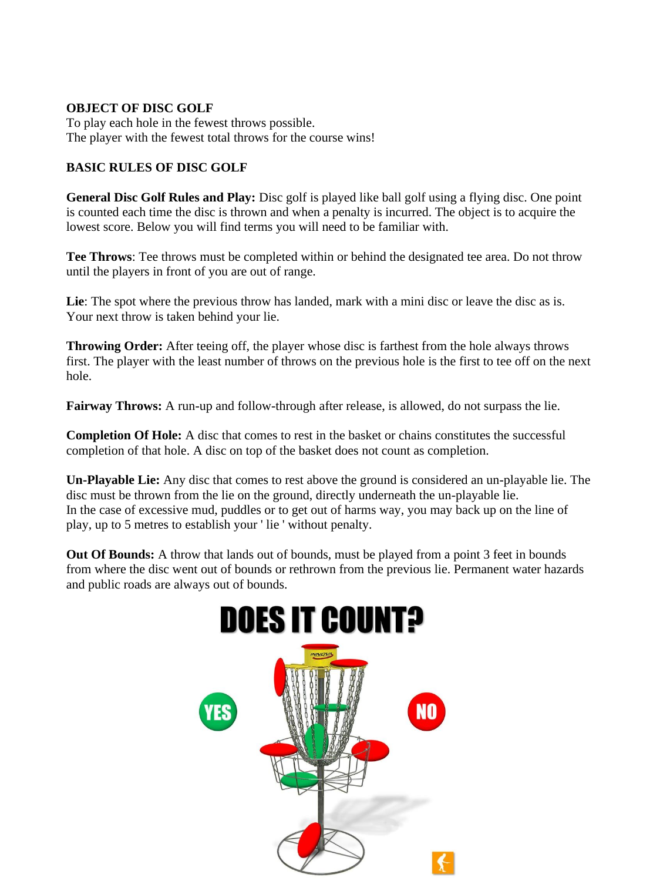**OBJECT OF DISC GOLF**

To play each hole in the fewest throws possible.
The player with the fewest total throws for the course wins!

**BASIC RULES OF DISC GOLF**

**General Disc Golf Rules and Play:** Disc golf is played like ball golf using a flying disc. One point is counted each time the disc is thrown and when a penalty is incurred. The object is to acquire the lowest score. Below you will find terms you will need to be familiar with.

**Tee Throws**: Tee throws must be completed within or behind the designated tee area. Do not throw until the players in front of you are out of range.

**Lie**: The spot where the previous throw has landed, mark with a mini disc or leave the disc as is. Your next throw is taken behind your lie.

**Throwing Order:** After teeing off, the player whose disc is farthest from the hole always throws first. The player with the least number of throws on the previous hole is the first to tee off on the next hole.

**Fairway Throws:** A run-up and follow-through after release, is allowed, do not surpass the lie.

**Completion Of Hole:** A disc that comes to rest in the basket or chains constitutes the successful completion of that hole. A disc on top of the basket does not count as completion.

**Un-Playable Lie:** Any disc that comes to rest above the ground is considered an un-playable lie. The disc must be thrown from the lie on the ground, directly underneath the un-playable lie.
In the case of excessive mud, puddles or to get out of harms way, you may back up on the line of play, up to 5 metres to establish your ' lie ' without penalty.

**Out Of Bounds:** A throw that lands out of bounds, must be played from a point 3 feet in bounds from where the disc went out of bounds or rethrown from the previous lie. Permanent water hazards and public roads are always out of bounds.

**DOES IT COUNT?**

YES

NO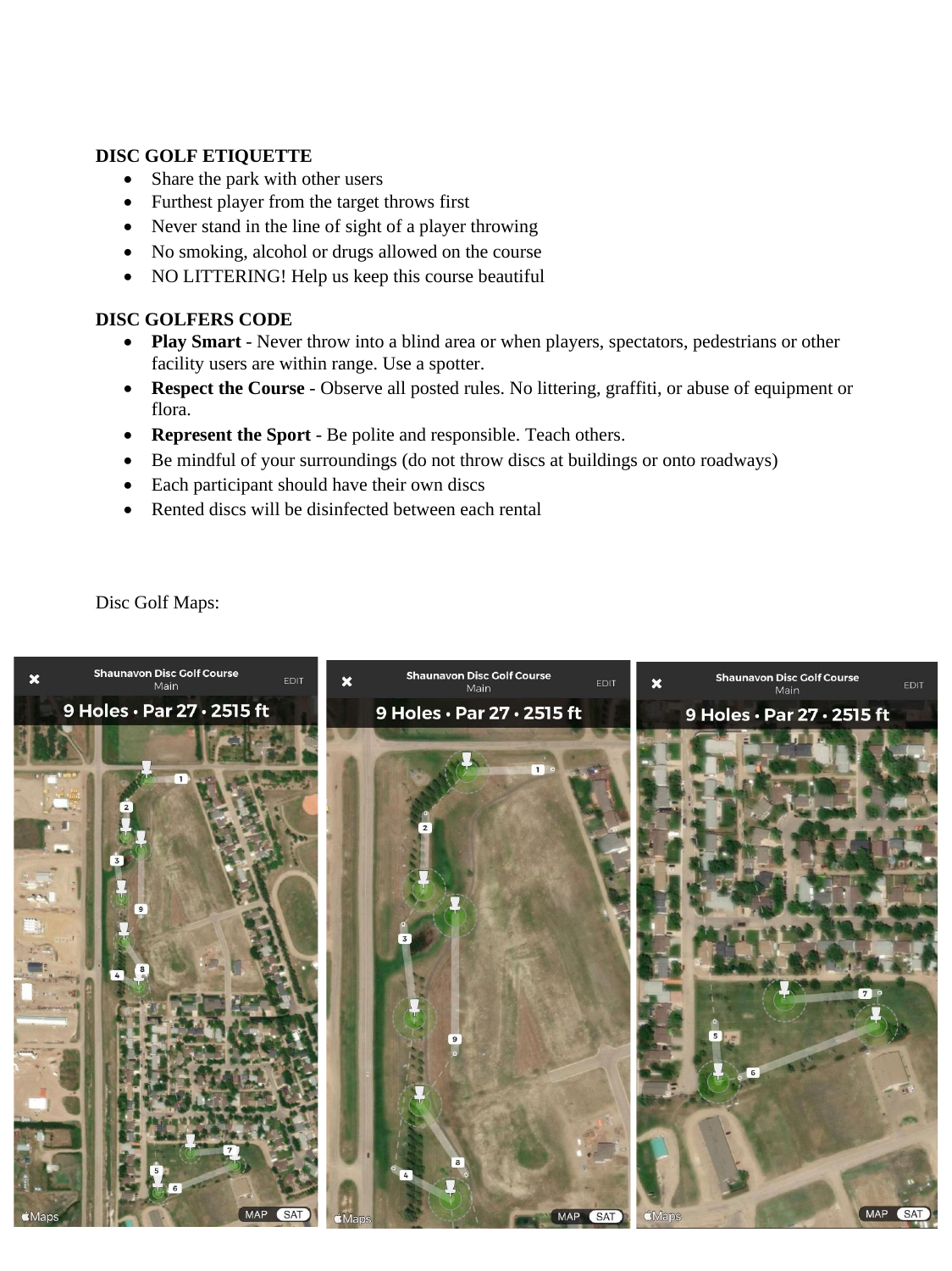**DISC GOLF ETIQUETTE**

- Share the park with other users
- Furthest player from the target throws first
- Never stand in the line of sight of a player throwing
- No smoking, alcohol or drugs allowed on the course
- NO LITTERING! Help us keep this course beautiful

**DISC GOLFERS CODE**

- **Play Smart** - Never throw into a blind area or when players, spectators, pedestrians or other facility users are within range. Use a spotter.
- **Respect the Course** - Observe all posted rules. No littering, graffiti, or abuse of equipment or flora.
- **Represent the Sport** - Be polite and responsible. Teach others.
- Be mindful of your surroundings (do not throw discs at buildings or onto roadways)
- Each participant should have their own discs
- Rented discs will be disinfected between each rental

Disc Golf Maps:

Shaunavon Disc Golf Course
Main
9 Holes • Par 27 • 2515 ft

Shaunavon Disc Golf Course
Main
9 Holes • Par 27 • 2515 ft

Shaunavon Disc Golf Course
Main
9 Holes • Par 27 • 2515 ft